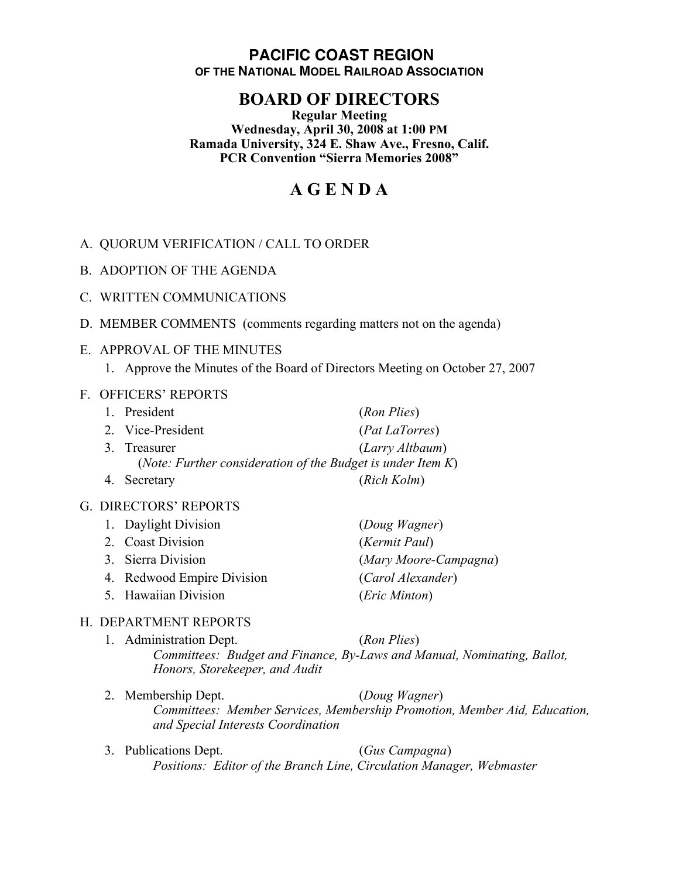# PACIFIC COAST REGION

### OF THE NATIONAL MODEL RAILROAD ASSOCIATION

## BOARD OF DIRECTORS

**Regular Meeting**
**Wednesday, April 30, 2008 at 1:00 PM**
**Ramada University, 324 E. Shaw Ave., Fresno, Calif.**
**PCR Convention "Sierra Memories 2008"**

# A G E N D A

A. QUORUM VERIFICATION / CALL TO ORDER

B. ADOPTION OF THE AGENDA

C. WRITTEN COMMUNICATIONS

D. MEMBER COMMENTS (comments regarding matters not on the agenda)

E. APPROVAL OF THE MINUTES

1. Approve the Minutes of the Board of Directors Meeting on October 27, 2007

F. OFFICERS' REPORTS

1. President (*Ron Plies*)
2. Vice-President (*Pat LaTorres*)
3. Treasurer (*Larry Altbaum*)
   (*Note: Further consideration of the Budget is under Item K*)
4. Secretary (*Rich Kolm*)

G. DIRECTORS' REPORTS

1. Daylight Division (*Doug Wagner*)
2. Coast Division (*Kermit Paul*)
3. Sierra Division (*Mary Moore-Campagna*)
4. Redwood Empire Division (*Carol Alexander*)
5. Hawaiian Division (*Eric Minton*)

H. DEPARTMENT REPORTS

1. Administration Dept. (*Ron Plies*)
   *Committees: Budget and Finance, By-Laws and Manual, Nominating, Ballot, Honors, Storekeeper, and Audit*

2. Membership Dept. (*Doug Wagner*)
   *Committees: Member Services, Membership Promotion, Member Aid, Education, and Special Interests Coordination*

3. Publications Dept. (*Gus Campagna*)
   *Positions: Editor of the Branch Line, Circulation Manager, Webmaster*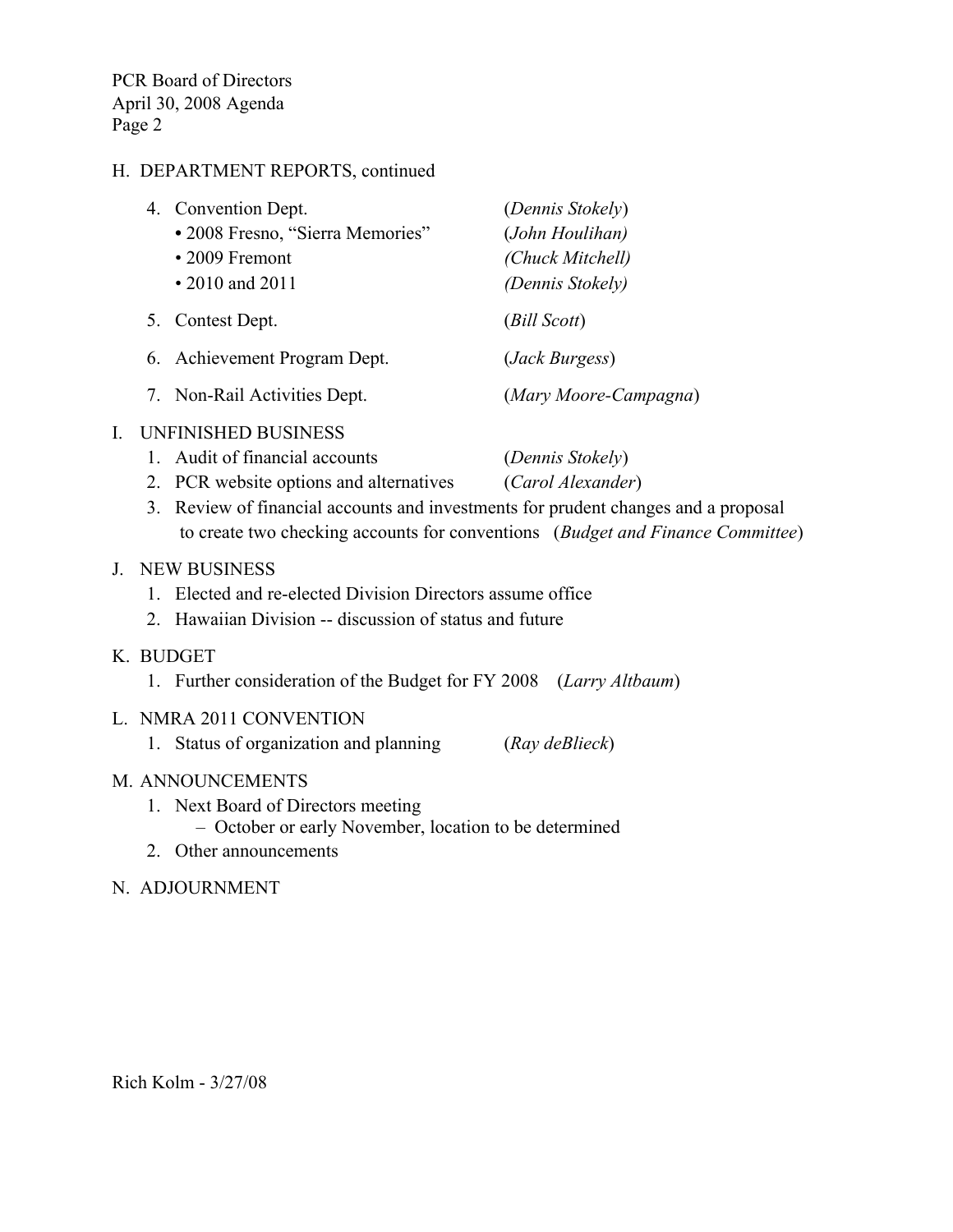H. DEPARTMENT REPORTS, continued

4. Convention Dept. (*Dennis Stokely*)
   - 2008 Fresno, "Sierra Memories" (*John Houlihan)*
   - 2009 Fremont *(Chuck Mitchell)*
   - 2010 and 2011 *(Dennis Stokely)*
5. Contest Dept. (*Bill Scott*)
6. Achievement Program Dept. (*Jack Burgess*)
7. Non-Rail Activities Dept. (*Mary Moore-Campagna*)

I. UNFINISHED BUSINESS

1. Audit of financial accounts (*Dennis Stokely*)
2. PCR website options and alternatives (*Carol Alexander*)
3. Review of financial accounts and investments for prudent changes and a proposal to create two checking accounts for conventions (*Budget and Finance Committee*)

J. NEW BUSINESS

1. Elected and re-elected Division Directors assume office
2. Hawaiian Division -- discussion of status and future

K. BUDGET

1. Further consideration of the Budget for FY 2008 (*Larry Altbaum*)

L. NMRA 2011 CONVENTION

1. Status of organization and planning (*Ray deBlieck*)

M. ANNOUNCEMENTS

1. Next Board of Directors meeting
   – October or early November, location to be determined
2. Other announcements

N. ADJOURNMENT

Rich Kolm - 3/27/08